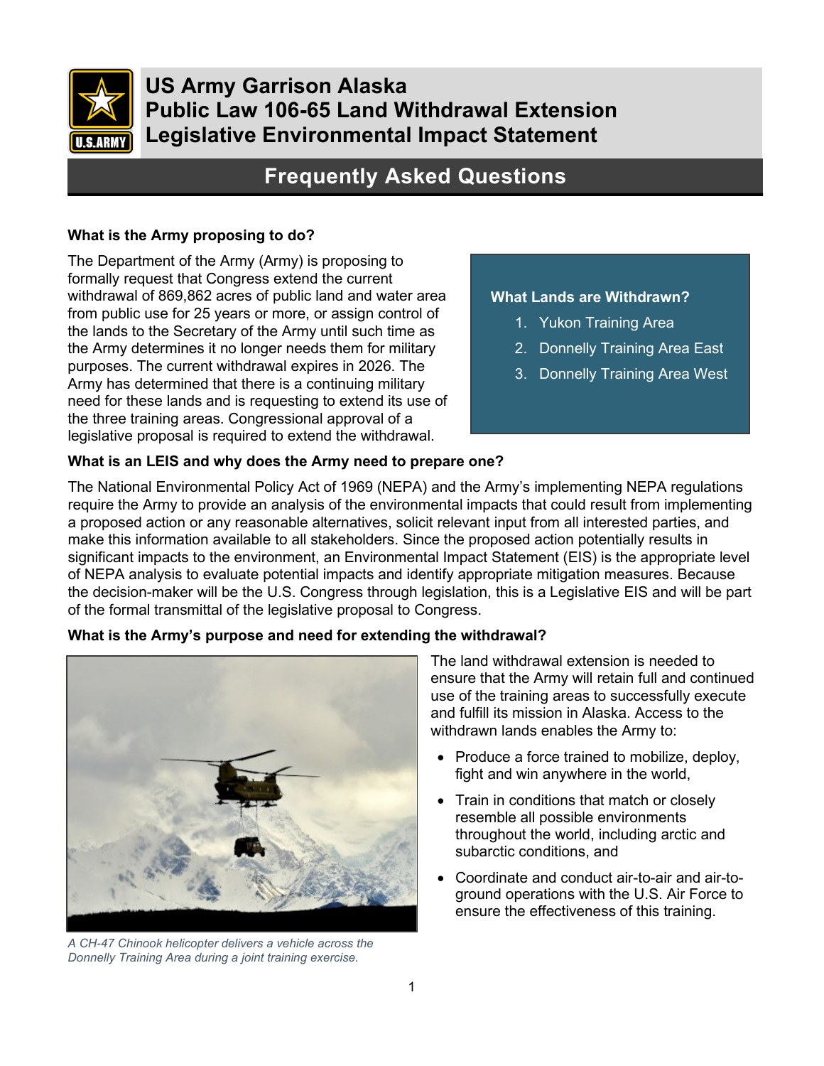# US Army Garrison Alaska
# Public Law 106-65 Land Withdrawal Extension
# Legislative Environmental Impact Statement

## Frequently Asked Questions

### What is the Army proposing to do?

The Department of the Army (Army) is proposing to formally request that Congress extend the current withdrawal of 869,862 acres of public land and water area from public use for 25 years or more, or assign control of the lands to the Secretary of the Army until such time as the Army determines it no longer needs them for military purposes. The current withdrawal expires in 2026. The Army has determined that there is a continuing military need for these lands and is requesting to extend its use of the three training areas. Congressional approval of a legislative proposal is required to extend the withdrawal.

**What Lands are Withdrawn?**

1. Yukon Training Area
2. Donnelly Training Area East
3. Donnelly Training Area West

### What is an LEIS and why does the Army need to prepare one?

The National Environmental Policy Act of 1969 (NEPA) and the Army's implementing NEPA regulations require the Army to provide an analysis of the environmental impacts that could result from implementing a proposed action or any reasonable alternatives, solicit relevant input from all interested parties, and make this information available to all stakeholders. Since the proposed action potentially results in significant impacts to the environment, an Environmental Impact Statement (EIS) is the appropriate level of NEPA analysis to evaluate potential impacts and identify appropriate mitigation measures. Because the decision-maker will be the U.S. Congress through legislation, this is a Legislative EIS and will be part of the formal transmittal of the legislative proposal to Congress.

### What is the Army's purpose and need for extending the withdrawal?

*A CH-47 Chinook helicopter delivers a vehicle across the Donnelly Training Area during a joint training exercise.*

The land withdrawal extension is needed to ensure that the Army will retain full and continued use of the training areas to successfully execute and fulfill its mission in Alaska. Access to the withdrawn lands enables the Army to:

- Produce a force trained to mobilize, deploy, fight and win anywhere in the world,
- Train in conditions that match or closely resemble all possible environments throughout the world, including arctic and subarctic conditions, and
- Coordinate and conduct air-to-air and air-to-ground operations with the U.S. Air Force to ensure the effectiveness of this training.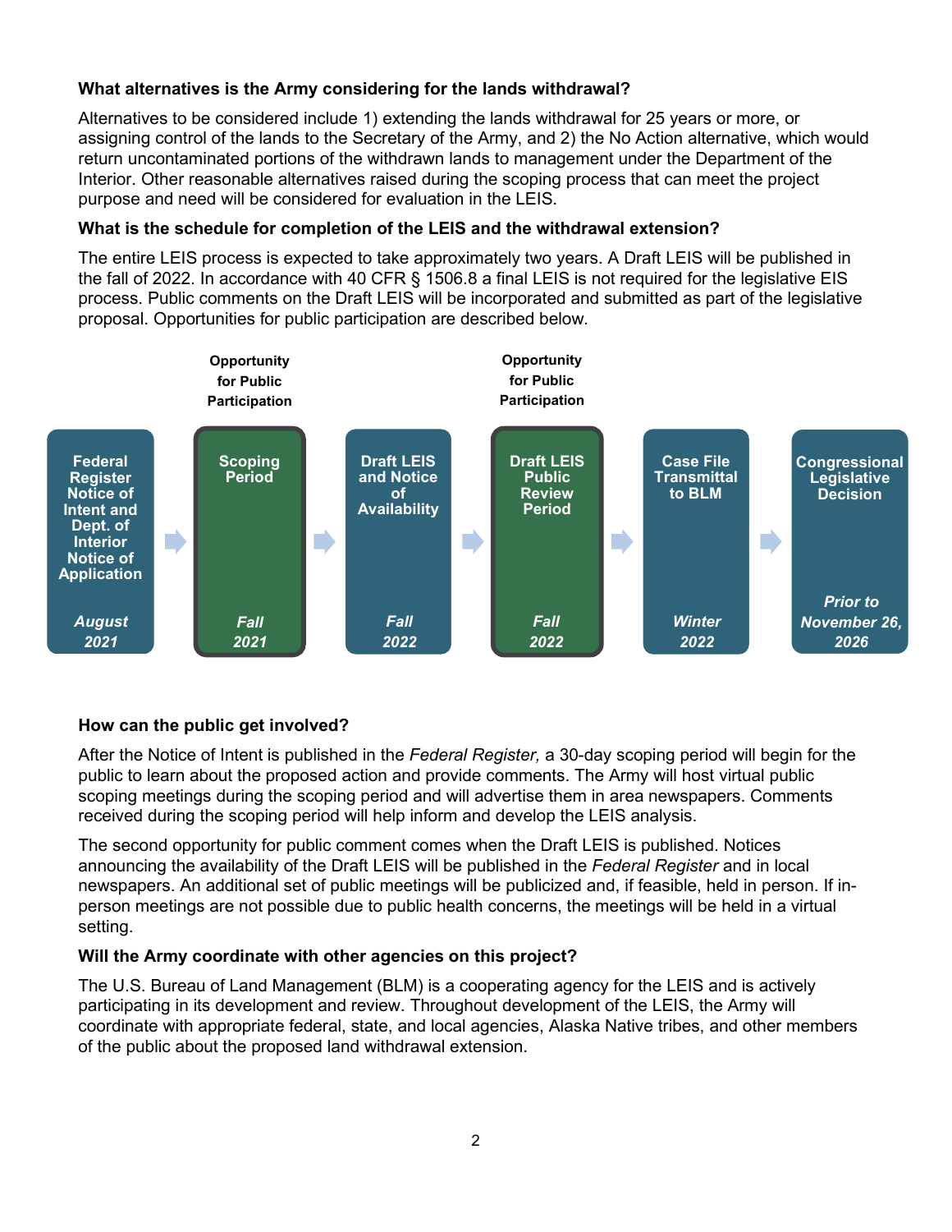### What alternatives is the Army considering for the lands withdrawal?

Alternatives to be considered include 1) extending the lands withdrawal for 25 years or more, or assigning control of the lands to the Secretary of the Army, and 2) the No Action alternative, which would return uncontaminated portions of the withdrawn lands to management under the Department of the Interior. Other reasonable alternatives raised during the scoping process that can meet the project purpose and need will be considered for evaluation in the LEIS.

### What is the schedule for completion of the LEIS and the withdrawal extension?

The entire LEIS process is expected to take approximately two years. A Draft LEIS will be published in the fall of 2022. In accordance with 40 CFR § 1506.8 a final LEIS is not required for the legislative EIS process. Public comments on the Draft LEIS will be incorporated and submitted as part of the legislative proposal. Opportunities for public participation are described below.

| Step | Timing | Note |
|---|---|---|
| Federal Register Notice of Intent and Dept. of Interior Notice of Application | *August 2021* | |
| Scoping Period | *Fall 2021* | **Opportunity for Public Participation** |
| Draft LEIS and Notice of Availability | *Fall 2022* | |
| Draft LEIS Public Review Period | *Fall 2022* | **Opportunity for Public Participation** |
| Case File Transmittal to BLM | *Winter 2022* | |
| Congressional Legislative Decision | *Prior to November 26, 2026* | |

### How can the public get involved?

After the Notice of Intent is published in the *Federal Register,* a 30-day scoping period will begin for the public to learn about the proposed action and provide comments. The Army will host virtual public scoping meetings during the scoping period and will advertise them in area newspapers. Comments received during the scoping period will help inform and develop the LEIS analysis.

The second opportunity for public comment comes when the Draft LEIS is published. Notices announcing the availability of the Draft LEIS will be published in the *Federal Register* and in local newspapers. An additional set of public meetings will be publicized and, if feasible, held in person. If in-person meetings are not possible due to public health concerns, the meetings will be held in a virtual setting.

### Will the Army coordinate with other agencies on this project?

The U.S. Bureau of Land Management (BLM) is a cooperating agency for the LEIS and is actively participating in its development and review. Throughout development of the LEIS, the Army will coordinate with appropriate federal, state, and local agencies, Alaska Native tribes, and other members of the public about the proposed land withdrawal extension.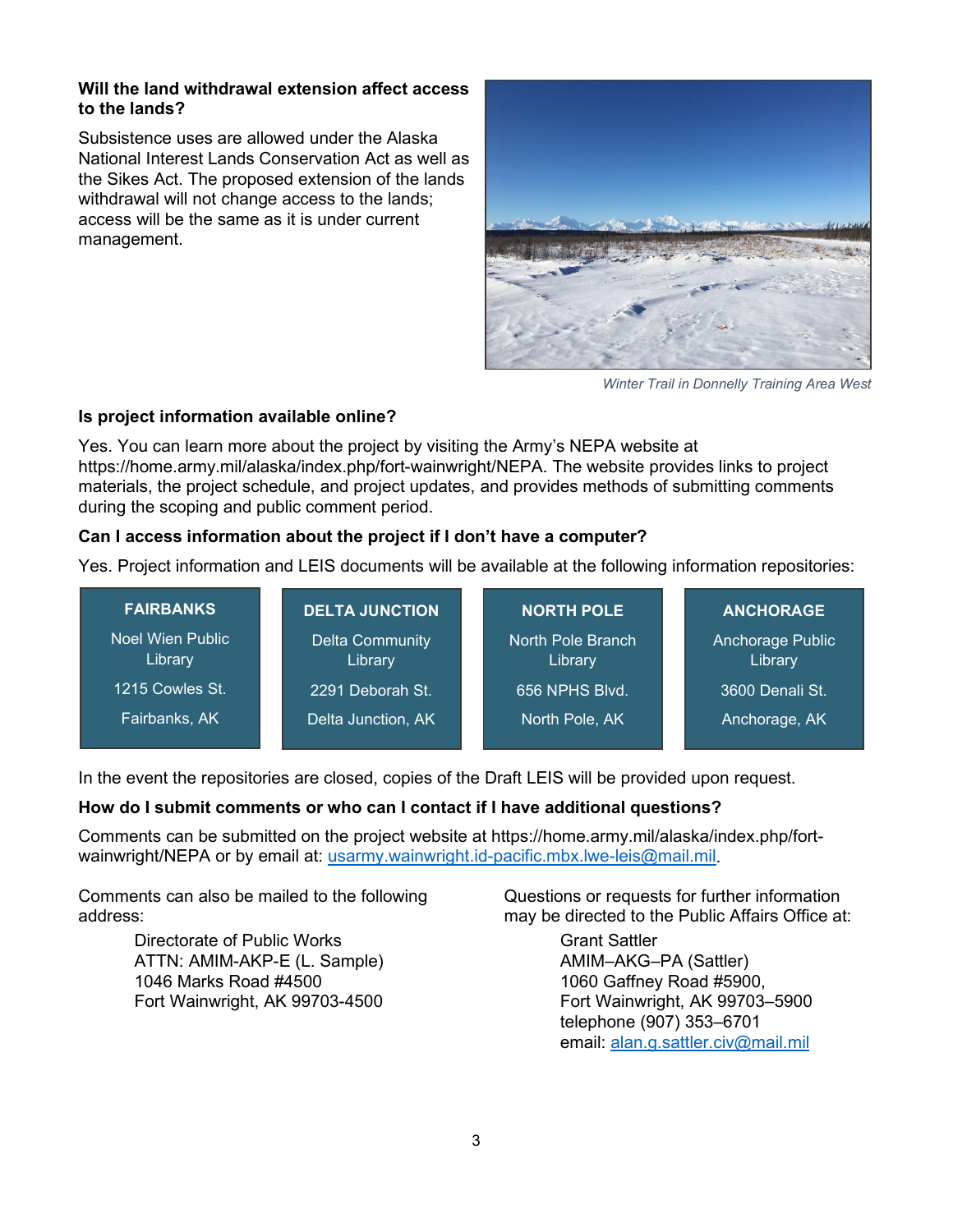**Will the land withdrawal extension affect access to the lands?**

Subsistence uses are allowed under the Alaska National Interest Lands Conservation Act as well as the Sikes Act. The proposed extension of the lands withdrawal will not change access to the lands; access will be the same as it is under current management.

*Winter Trail in Donnelly Training Area West*

**Is project information available online?**

Yes. You can learn more about the project by visiting the Army's NEPA website at https://home.army.mil/alaska/index.php/fort-wainwright/NEPA. The website provides links to project materials, the project schedule, and project updates, and provides methods of submitting comments during the scoping and public comment period.

**Can I access information about the project if I don't have a computer?**

Yes. Project information and LEIS documents will be available at the following information repositories:

| FAIRBANKS | DELTA JUNCTION | NORTH POLE | ANCHORAGE |
|---|---|---|---|
| Noel Wien Public Library | Delta Community Library | North Pole Branch Library | Anchorage Public Library |
| 1215 Cowles St. | 2291 Deborah St. | 656 NPHS Blvd. | 3600 Denali St. |
| Fairbanks, AK | Delta Junction, AK | North Pole, AK | Anchorage, AK |

In the event the repositories are closed, copies of the Draft LEIS will be provided upon request.

**How do I submit comments or who can I contact if I have additional questions?**

Comments can be submitted on the project website at https://home.army.mil/alaska/index.php/fort-wainwright/NEPA or by email at: usarmy.wainwright.id-pacific.mbx.lwe-leis@mail.mil.

Comments can also be mailed to the following address:

Directorate of Public Works
ATTN: AMIM-AKP-E (L. Sample)
1046 Marks Road #4500
Fort Wainwright, AK 99703-4500

Questions or requests for further information may be directed to the Public Affairs Office at:

Grant Sattler
AMIM–AKG–PA (Sattler)
1060 Gaffney Road #5900,
Fort Wainwright, AK 99703–5900
telephone (907) 353–6701
email: alan.g.sattler.civ@mail.mil